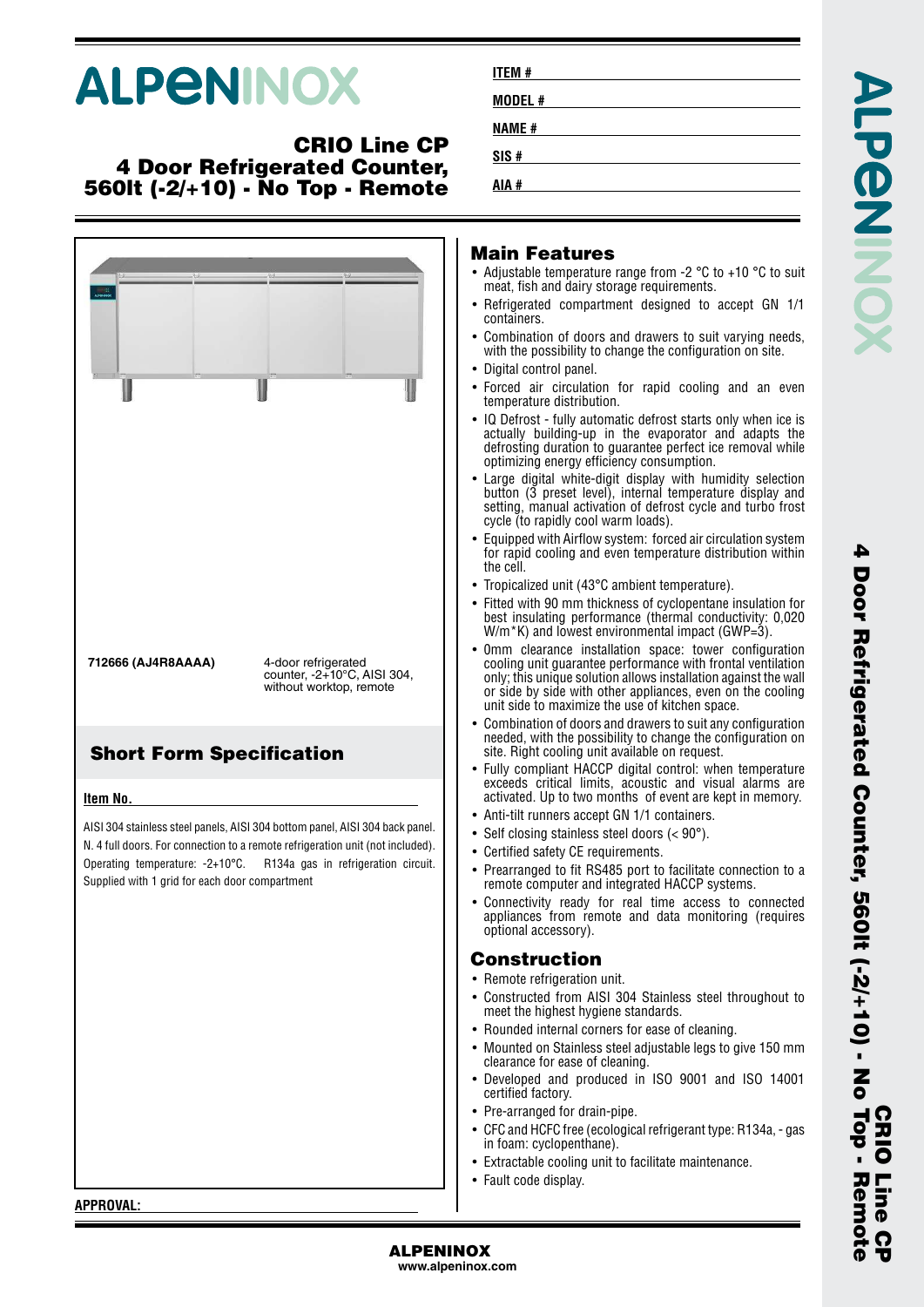# ALPENINOX

## CRIO Line CP
## 4 Door Refrigerated Counter, 560lt (-2/+10) - No Top - Remote

**ITEM #**

**MODEL #**

**NAME #**

**SIS #**

**AIA #**

**712666 (AJ4R8AAAA)** — 4-door refrigerated counter, -2+10°C, AISI 304, without worktop, remote

## Short Form Specification

**Item No.**

AISI 304 stainless steel panels, AISI 304 bottom panel, AISI 304 back panel. N. 4 full doors. For connection to a remote refrigeration unit (not included). Operating temperature: -2+10°C. R134a gas in refrigeration circuit. Supplied with 1 grid for each door compartment

## Main Features

- Adjustable temperature range from -2 °C to +10 °C to suit meat, fish and dairy storage requirements.
- Refrigerated compartment designed to accept GN 1/1 containers.
- Combination of doors and drawers to suit varying needs, with the possibility to change the configuration on site.
- Digital control panel.
- Forced air circulation for rapid cooling and an even temperature distribution.
- IQ Defrost - fully automatic defrost starts only when ice is actually building-up in the evaporator and adapts the defrosting duration to guarantee perfect ice removal while optimizing energy efficiency consumption.
- Large digital white-digit display with humidity selection button (3 preset level), internal temperature display and setting, manual activation of defrost cycle and turbo frost cycle (to rapidly cool warm loads).
- Equipped with Airflow system: forced air circulation system for rapid cooling and even temperature distribution within the cell.
- Tropicalized unit (43°C ambient temperature).
- Fitted with 90 mm thickness of cyclopentane insulation for best insulating performance (thermal conductivity: 0,020 W/m*K) and lowest environmental impact (GWP=3).
- 0mm clearance installation space: tower configuration cooling unit guarantee performance with frontal ventilation only; this unique solution allows installation against the wall or side by side with other appliances, even on the cooling unit side to maximize the use of kitchen space.
- Combination of doors and drawers to suit any configuration needed, with the possibility to change the configuration on site. Right cooling unit available on request.
- Fully compliant HACCP digital control: when temperature exceeds critical limits, acoustic and visual alarms are activated. Up to two months of event are kept in memory.
- Anti-tilt runners accept GN 1/1 containers.
- Self closing stainless steel doors (< 90°).
- Certified safety CE requirements.
- Prearranged to fit RS485 port to facilitate connection to a remote computer and integrated HACCP systems.
- Connectivity ready for real time access to connected appliances from remote and data monitoring (requires optional accessory).

## Construction

- Remote refrigeration unit.
- Constructed from AISI 304 Stainless steel throughout to meet the highest hygiene standards.
- Rounded internal corners for ease of cleaning.
- Mounted on Stainless steel adjustable legs to give 150 mm clearance for ease of cleaning.
- Developed and produced in ISO 9001 and ISO 14001 certified factory.
- Pre-arranged for drain-pipe.
- CFC and HCFC free (ecological refrigerant type: R134a, - gas in foam: cyclopenthane).
- Extractable cooling unit to facilitate maintenance.
- Fault code display.

**APPROVAL:**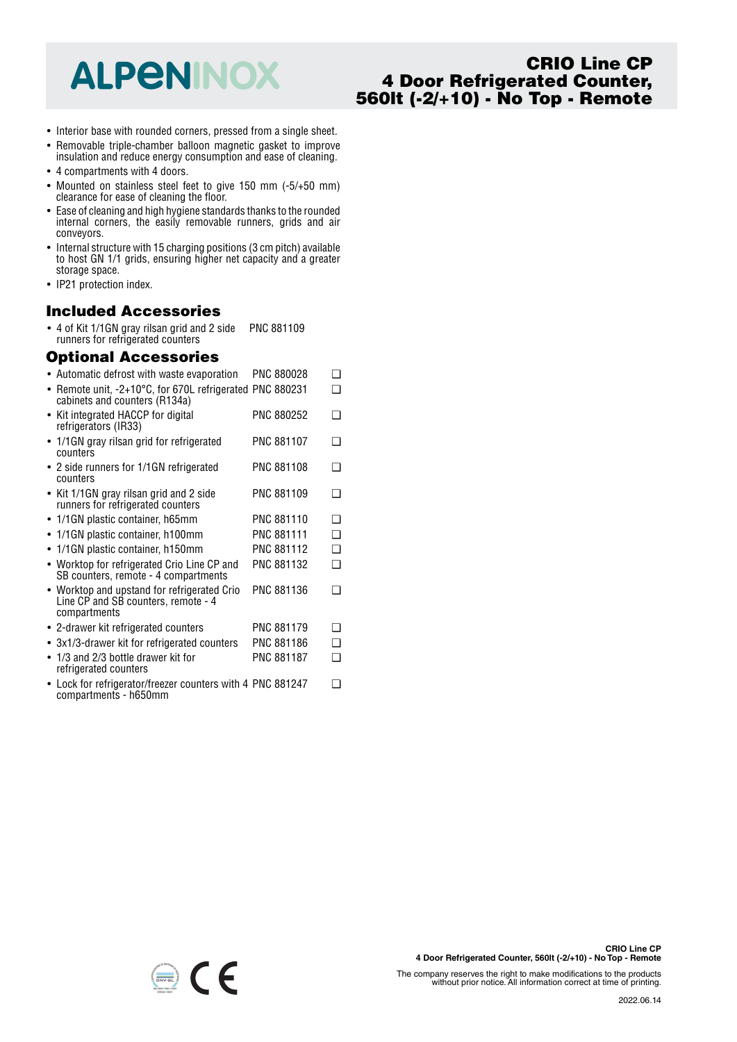# ALPENINOX

## CRIO Line CP 4 Door Refrigerated Counter, 560lt (-2/+10) - No Top - Remote

- Interior base with rounded corners, pressed from a single sheet.
- Removable triple-chamber balloon magnetic gasket to improve insulation and reduce energy consumption and ease of cleaning.
- 4 compartments with 4 doors.
- Mounted on stainless steel feet to give 150 mm (-5/+50 mm) clearance for ease of cleaning the floor.
- Ease of cleaning and high hygiene standards thanks to the rounded internal corners, the easily removable runners, grids and air conveyors.
- Internal structure with 15 charging positions (3 cm pitch) available to host GN 1/1 grids, ensuring higher net capacity and a greater storage space.
- IP21 protection index.

### Included Accessories

| Accessory | PNC |
|---|---|
| 4 of Kit 1/1GN gray rilsan grid and 2 side runners for refrigerated counters | PNC 881109 |

### Optional Accessories

| Accessory | PNC | |
|---|---|---|
| Automatic defrost with waste evaporation | PNC 880028 | ❑ |
| Remote unit, -2+10°C, for 670L refrigerated cabinets and counters (R134a) | PNC 880231 | ❑ |
| Kit integrated HACCP for digital refrigerators (IR33) | PNC 880252 | ❑ |
| 1/1GN gray rilsan grid for refrigerated counters | PNC 881107 | ❑ |
| 2 side runners for 1/1GN refrigerated counters | PNC 881108 | ❑ |
| Kit 1/1GN gray rilsan grid and 2 side runners for refrigerated counters | PNC 881109 | ❑ |
| 1/1GN plastic container, h65mm | PNC 881110 | ❑ |
| 1/1GN plastic container, h100mm | PNC 881111 | ❑ |
| 1/1GN plastic container, h150mm | PNC 881112 | ❑ |
| Worktop for refrigerated Crio Line CP and SB counters, remote - 4 compartments | PNC 881132 | ❑ |
| Worktop and upstand for refrigerated Crio Line CP and SB counters, remote - 4 compartments | PNC 881136 | ❑ |
| 2-drawer kit refrigerated counters | PNC 881179 | ❑ |
| 3x1/3-drawer kit for refrigerated counters | PNC 881186 | ❑ |
| 1/3 and 2/3 bottle drawer kit for refrigerated counters | PNC 881187 | ❑ |
| Lock for refrigerator/freezer counters with 4 compartments - h650mm | PNC 881247 | ❑ |

The company reserves the right to make modifications to the products without prior notice. All information correct at time of printing.

2022.06.14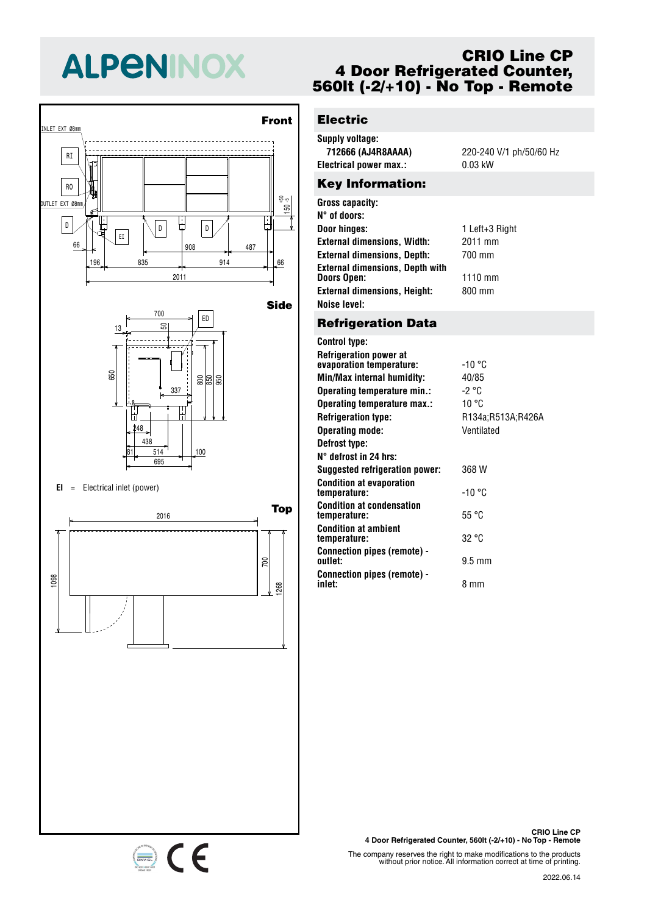# ALPENINOX

## CRIO Line CP
## 4 Door Refrigerated Counter, 560lt (-2/+10) - No Top - Remote

Front

INLET EXT Ø8mm

RI

RO

OUTLET EXT Ø8mm

D

EI

D

D

66

908

487

150 +50 -5

196

835

914

66

2011

Side

700

ED

13

50

650

337

800

850

950

248

438

81

514

100

695

**EI** = Electrical inlet (power)

Top

2016

1098

700

1268

## Electric

| | |
|---|---|
| **Supply voltage:** | |
| **712666 (AJ4R8AAAA)** | 220-240 V/1 ph/50/60 Hz |
| **Electrical power max.:** | 0.03 kW |

## Key Information:

| | |
|---|---|
| **Gross capacity:** | |
| **N° of doors:** | |
| **Door hinges:** | 1 Left+3 Right |
| **External dimensions, Width:** | 2011 mm |
| **External dimensions, Depth:** | 700 mm |
| **External dimensions, Depth with Doors Open:** | 1110 mm |
| **External dimensions, Height:** | 800 mm |
| **Noise level:** | |

## Refrigeration Data

| | |
|---|---|
| **Control type:** | |
| **Refrigeration power at evaporation temperature:** | -10 °C |
| **Min/Max internal humidity:** | 40/85 |
| **Operating temperature min.:** | -2 °C |
| **Operating temperature max.:** | 10 °C |
| **Refrigeration type:** | R134a;R513A;R426A |
| **Operating mode:** | Ventilated |
| **Defrost type:** | |
| **N° defrost in 24 hrs:** | |
| **Suggested refrigeration power:** | 368 W |
| **Condition at evaporation temperature:** | -10 °C |
| **Condition at condensation temperature:** | 55 °C |
| **Condition at ambient temperature:** | 32 °C |
| **Connection pipes (remote) - outlet:** | 9.5 mm |
| **Connection pipes (remote) - inlet:** | 8 mm |

**CRIO Line CP**
**4 Door Refrigerated Counter, 560lt (-2/+10) - No Top - Remote**

The company reserves the right to make modifications to the products without prior notice. All information correct at time of printing.

2022.06.14